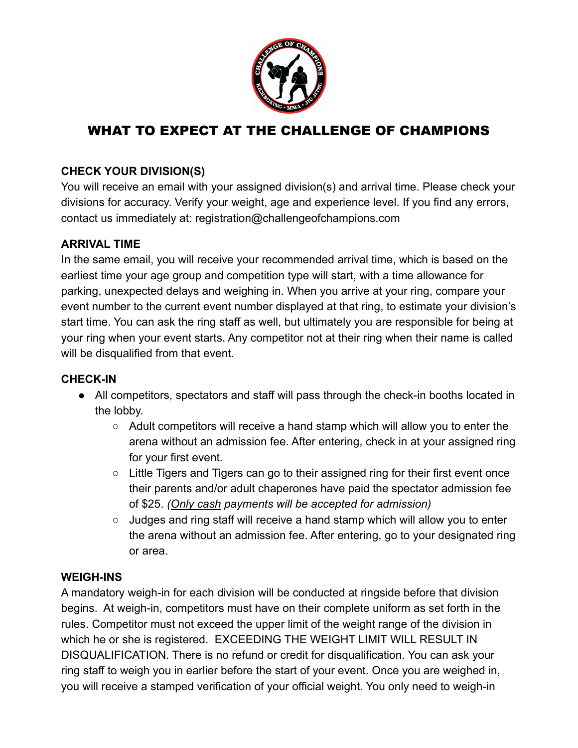# WHAT TO EXPECT AT THE CHALLENGE OF CHAMPIONS

### CHECK YOUR DIVISION(S)

You will receive an email with your assigned division(s) and arrival time. Please check your divisions for accuracy. Verify your weight, age and experience level. If you find any errors, contact us immediately at: registration@challengeofchampions.com

### ARRIVAL TIME

In the same email, you will receive your recommended arrival time, which is based on the earliest time your age group and competition type will start, with a time allowance for parking, unexpected delays and weighing in. When you arrive at your ring, compare your event number to the current event number displayed at that ring, to estimate your division's start time. You can ask the ring staff as well, but ultimately you are responsible for being at your ring when your event starts. Any competitor not at their ring when their name is called will be disqualified from that event.

### CHECK-IN

- All competitors, spectators and staff will pass through the check-in booths located in the lobby.
  - Adult competitors will receive a hand stamp which will allow you to enter the arena without an admission fee. After entering, check in at your assigned ring for your first event.
  - Little Tigers and Tigers can go to their assigned ring for their first event once their parents and/or adult chaperones have paid the spectator admission fee of $25. *(Only cash payments will be accepted for admission)*
  - Judges and ring staff will receive a hand stamp which will allow you to enter the arena without an admission fee. After entering, go to your designated ring or area.

### WEIGH-INS

A mandatory weigh-in for each division will be conducted at ringside before that division begins. At weigh-in, competitors must have on their complete uniform as set forth in the rules. Competitor must not exceed the upper limit of the weight range of the division in which he or she is registered. EXCEEDING THE WEIGHT LIMIT WILL RESULT IN DISQUALIFICATION. There is no refund or credit for disqualification. You can ask your ring staff to weigh you in earlier before the start of your event. Once you are weighed in, you will receive a stamped verification of your official weight. You only need to weigh-in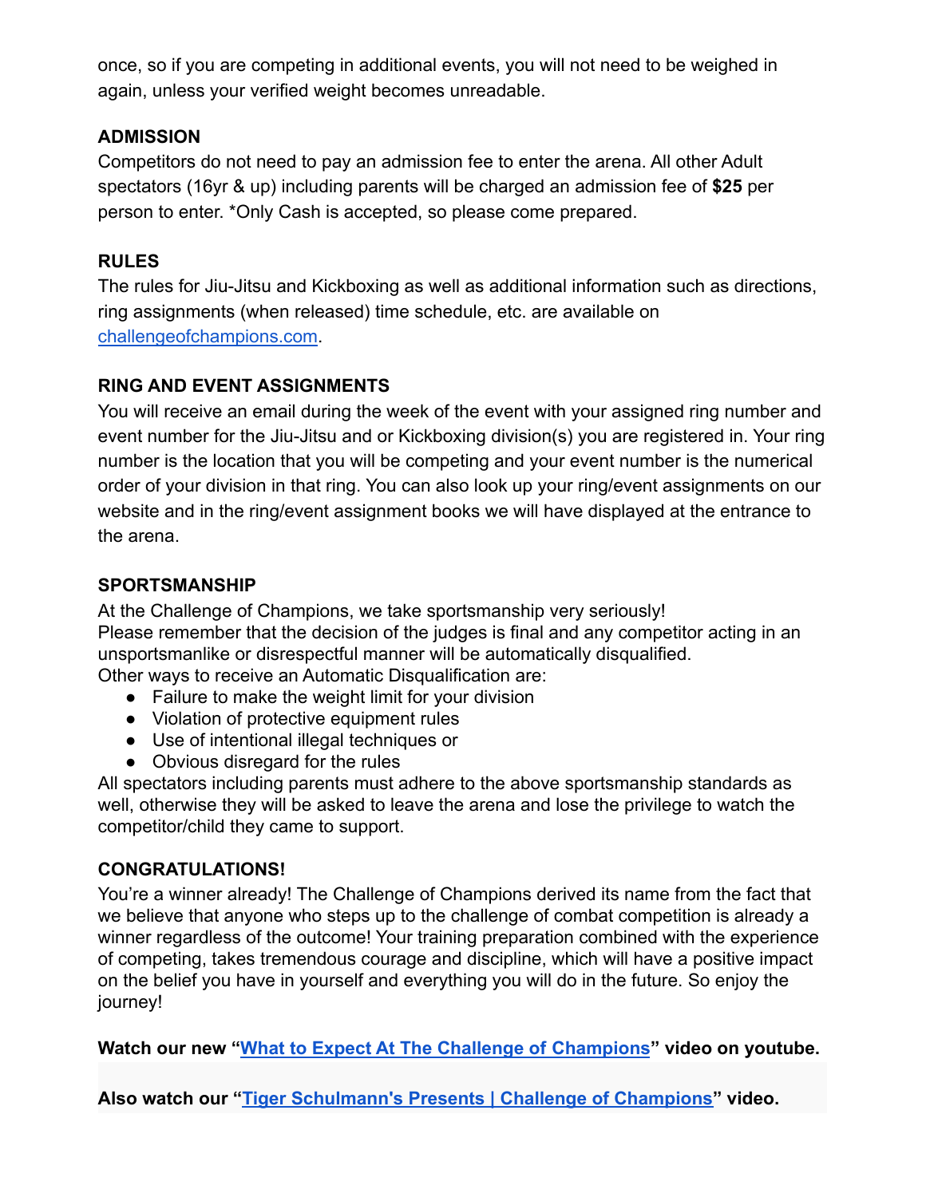once, so if you are competing in additional events, you will not need to be weighed in again, unless your verified weight becomes unreadable.

**ADMISSION**

Competitors do not need to pay an admission fee to enter the arena. All other Adult spectators (16yr & up) including parents will be charged an admission fee of **$25** per person to enter. *Only Cash is accepted, so please come prepared.

**RULES**

The rules for Jiu-Jitsu and Kickboxing as well as additional information such as directions, ring assignments (when released) time schedule, etc. are available on [challengeofchampions.com](challengeofchampions.com).

**RING AND EVENT ASSIGNMENTS**

You will receive an email during the week of the event with your assigned ring number and event number for the Jiu-Jitsu and or Kickboxing division(s) you are registered in. Your ring number is the location that you will be competing and your event number is the numerical order of your division in that ring. You can also look up your ring/event assignments on our website and in the ring/event assignment books we will have displayed at the entrance to the arena.

**SPORTSMANSHIP**

At the Challenge of Champions, we take sportsmanship very seriously!
Please remember that the decision of the judges is final and any competitor acting in an unsportsmanlike or disrespectful manner will be automatically disqualified.
Other ways to receive an Automatic Disqualification are:

- Failure to make the weight limit for your division
- Violation of protective equipment rules
- Use of intentional illegal techniques or
- Obvious disregard for the rules

All spectators including parents must adhere to the above sportsmanship standards as well, otherwise they will be asked to leave the arena and lose the privilege to watch the competitor/child they came to support.

**CONGRATULATIONS!**

You're a winner already! The Challenge of Champions derived its name from the fact that we believe that anyone who steps up to the challenge of combat competition is already a winner regardless of the outcome! Your training preparation combined with the experience of competing, takes tremendous courage and discipline, which will have a positive impact on the belief you have in yourself and everything you will do in the future. So enjoy the journey!

**Watch our new "What to Expect At The Challenge of Champions" video on youtube.**

**Also watch our "Tiger Schulmann's Presents | Challenge of Champions" video.**